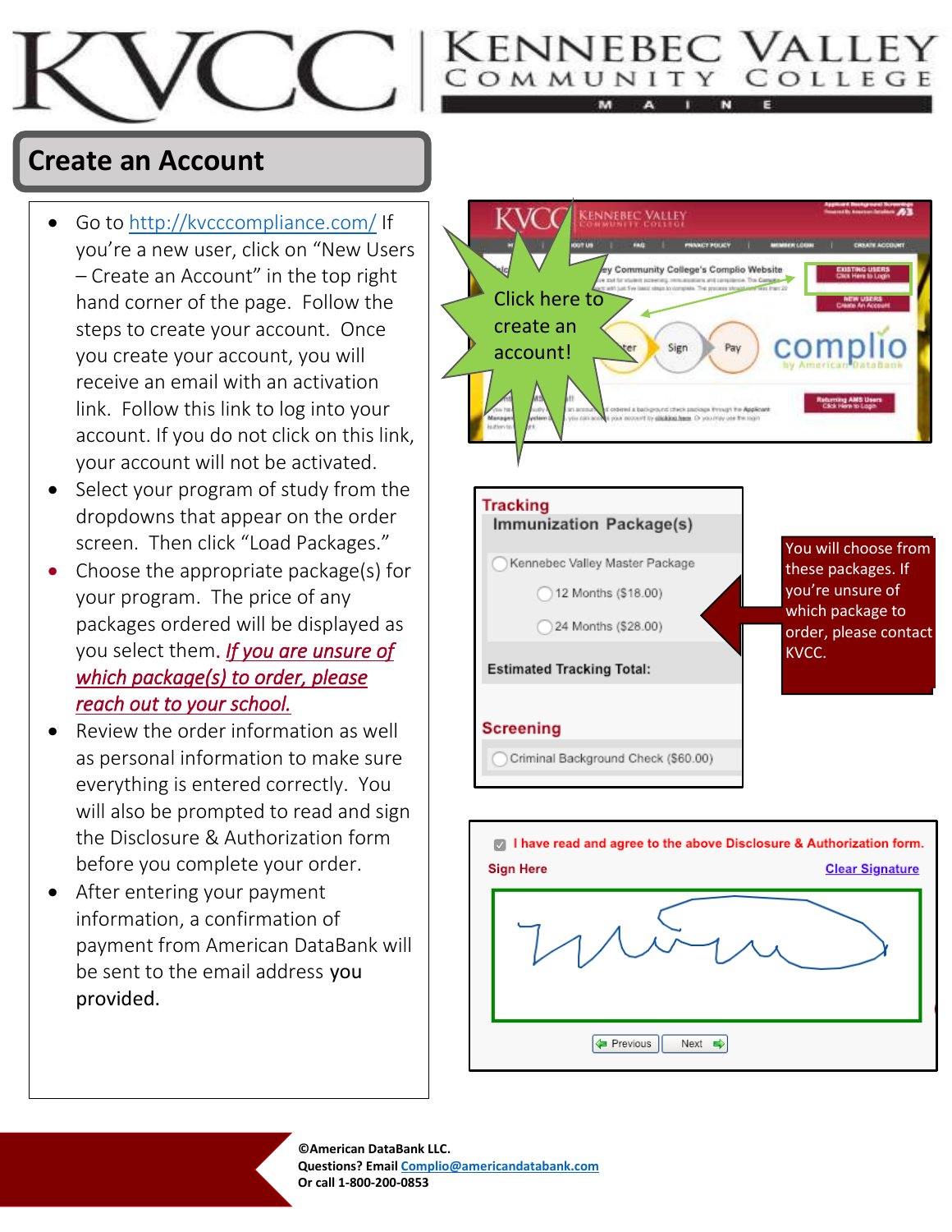# KVCC | KENNEBEC VALLEY COMMUNITY COLLEGE MAINE

## Create an Account

- Go to http://kvcccompliance.com/ If you're a new user, click on "New Users – Create an Account" in the top right hand corner of the page. Follow the steps to create your account. Once you create your account, you will receive an email with an activation link. Follow this link to log into your account. If you do not click on this link, your account will not be activated.
- Select your program of study from the dropdowns that appear on the order screen. Then click "Load Packages."
- Choose the appropriate package(s) for your program. The price of any packages ordered will be displayed as you select them. ***If you are unsure of which package(s) to order, please reach out to your school.***
- Review the order information as well as personal information to make sure everything is entered correctly. You will also be prompted to read and sign the Disclosure & Authorization form before you complete your order.
- After entering your payment information, a confirmation of payment from American DataBank will be sent to the email address you provided.

Click here to create an account!

**Tracking**

**Immunization Package(s)**

- Kennebec Valley Master Package
  - 12 Months ($18.00)
  - 24 Months ($28.00)

**Estimated Tracking Total:**

**Screening**

- Criminal Background Check ($60.00)

You will choose from these packages. If you're unsure of which package to order, please contact KVCC.

I have read and agree to the above Disclosure & Authorization form.

Sign Here — Clear Signature

Previous | Next

©American DataBank LLC.
Questions? Email Complio@americandatabank.com
Or call 1-800-200-0853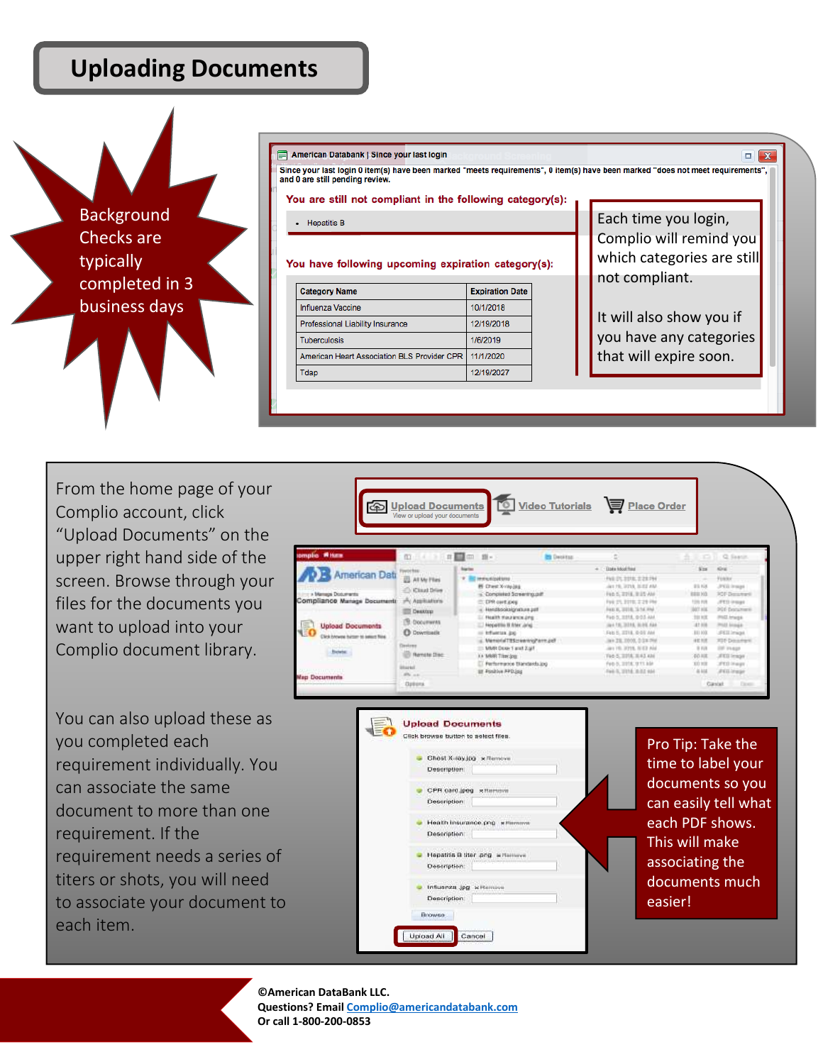# Uploading Documents

Background Checks are typically completed in 3 business days

American Databank | Since your last login

Since your last login 0 item(s) have been marked "meets requirements", 0 item(s) have been marked "does not meet requirements", and 0 are still pending review.

You are still not compliant in the following category(s):

- Hepatitis B

You have following upcoming expiration category(s):

| Category Name | Expiration Date |
|---|---|
| Influenza Vaccine | 10/1/2018 |
| Professional Liability Insurance | 12/19/2018 |
| Tuberculosis | 1/6/2019 |
| American Heart Association BLS Provider CPR | 11/1/2020 |
| Tdap | 12/19/2027 |

Each time you login, Complio will remind you which categories are still not compliant.

It will also show you if you have any categories that will expire soon.

From the home page of your Complio account, click "Upload Documents" on the upper right hand side of the screen. Browse through your files for the documents you want to upload into your Complio document library.

Upload Documents — View or upload your documents | Video Tutorials | Place Order

You can also upload these as you completed each requirement individually. You can associate the same document to more than one requirement. If the requirement needs a series of titers or shots, you will need to associate your document to each item.

Pro Tip: Take the time to label your documents so you can easily tell what each PDF shows. This will make associating the documents much easier!

©American DataBank LLC.
Questions? Email Complio@americandatabank.com
Or call 1-800-200-0853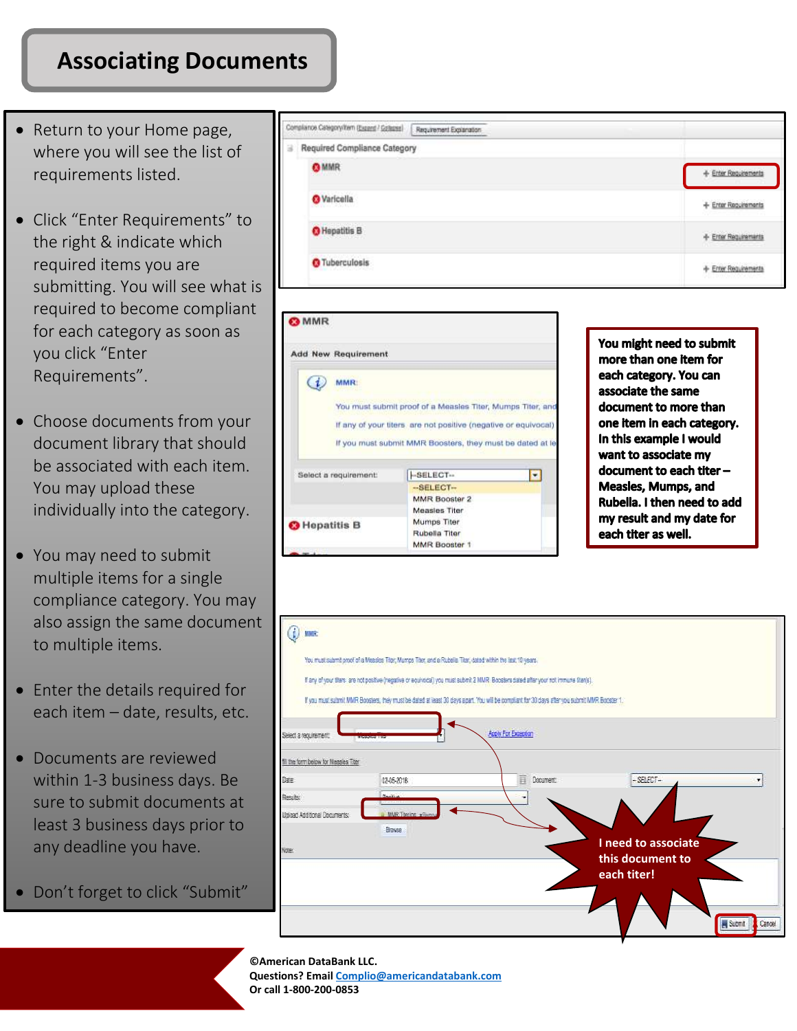# Associating Documents

- Return to your Home page, where you will see the list of requirements listed.
- Click "Enter Requirements" to the right & indicate which required items you are submitting. You will see what is required to become compliant for each category as soon as you click "Enter Requirements".
- Choose documents from your document library that should be associated with each item. You may upload these individually into the category.
- You may need to submit multiple items for a single compliance category. You may also assign the same document to multiple items.
- Enter the details required for each item – date, results, etc.
- Documents are reviewed within 1-3 business days. Be sure to submit documents at least 3 business days prior to any deadline you have.
- Don't forget to click "Submit"

**You might need to submit more than one item for each category. You can associate the same document to more than one item in each category. In this example I would want to associate my document to each titer – Measles, Mumps, and Rubella. I then need to add my result and my date for each titer as well.**

**I need to associate this document to each titer!**

**©American DataBank LLC.**
**Questions? Email Complio@americandatabank.com**
**Or call 1-800-200-0853**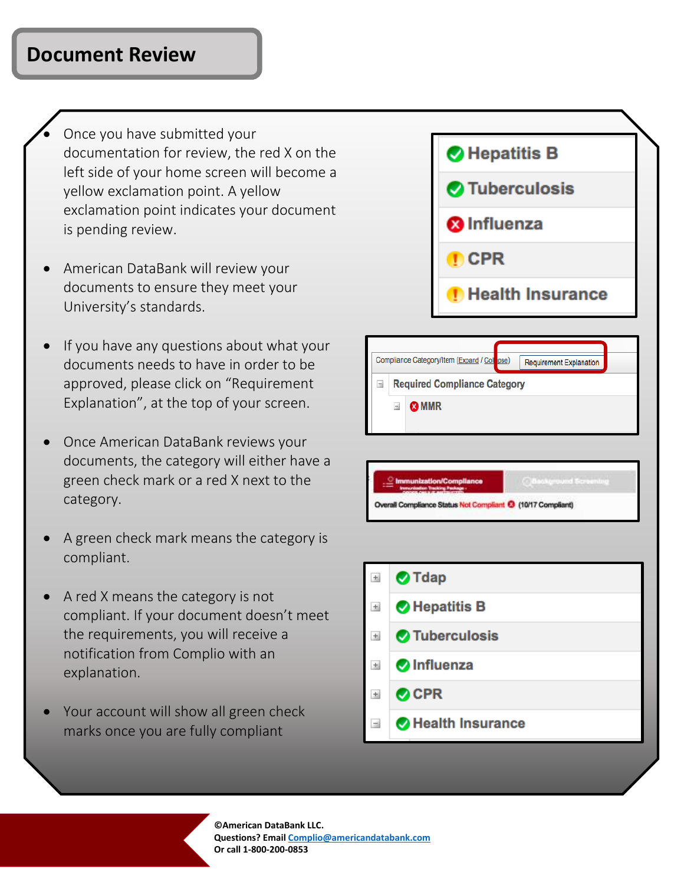# Document Review

- Once you have submitted your documentation for review, the red X on the left side of your home screen will become a yellow exclamation point. A yellow exclamation point indicates your document is pending review.
- American DataBank will review your documents to ensure they meet your University's standards.
- If you have any questions about what your documents needs to have in order to be approved, please click on "Requirement Explanation", at the top of your screen.
- Once American DataBank reviews your documents, the category will either have a green check mark or a red X next to the category.
- A green check mark means the category is compliant.
- A red X means the category is not compliant. If your document doesn't meet the requirements, you will receive a notification from Complio with an explanation.
- Your account will show all green check marks once you are fully compliant

Hepatitis B
Tuberculosis
Influenza
CPR
Health Insurance

Compliance Category/Item (Expand / Collapse) Requirement Explanation
Required Compliance Category
MMR

Immunization/Compliance
Background Screening
Overall Compliance Status Not Compliant (10/17 Compliant)

Tdap
Hepatitis B
Tuberculosis
Influenza
CPR
Health Insurance

©American DataBank LLC.
Questions? Email Complio@americandatabank.com
Or call 1-800-200-0853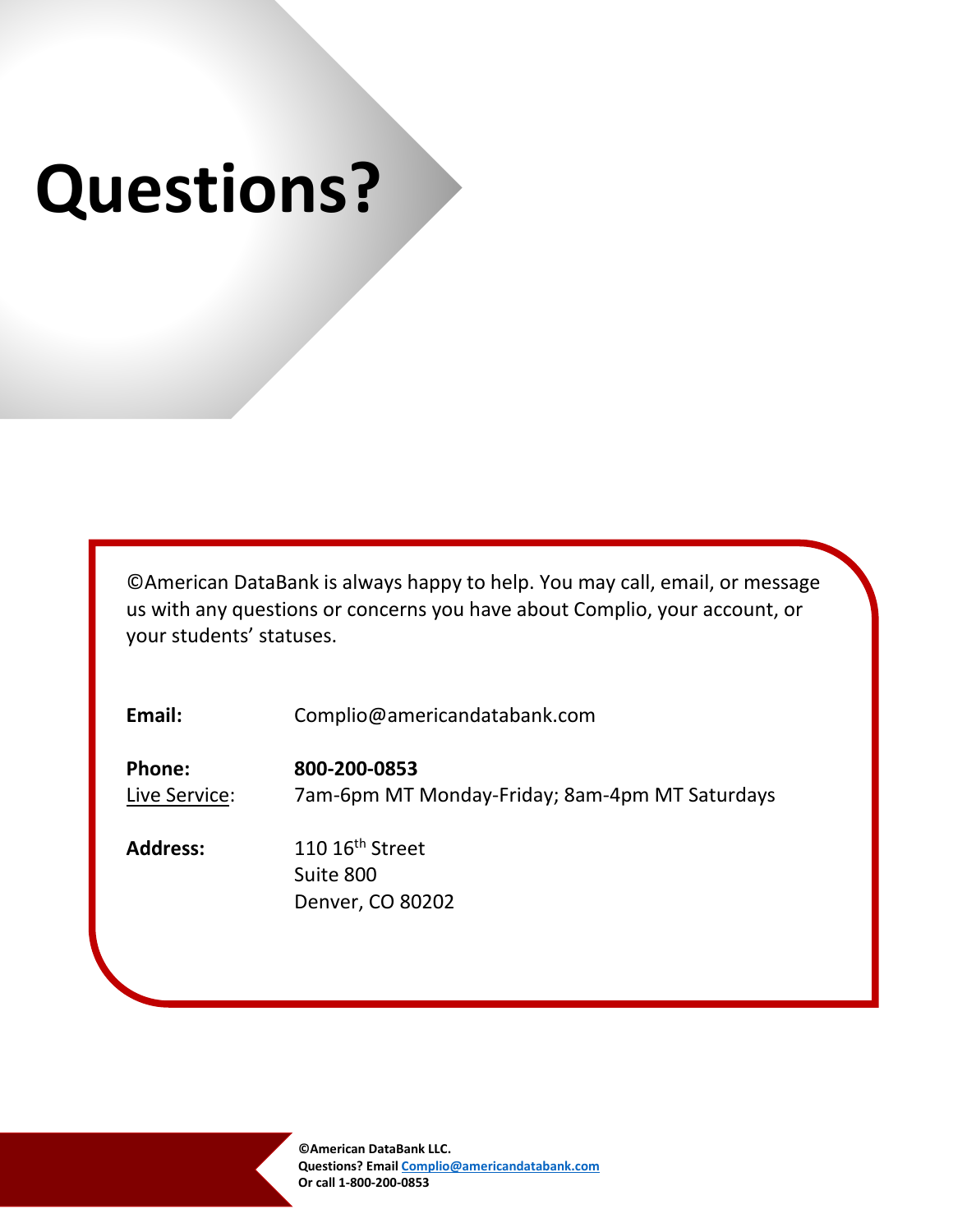# Questions?

©American DataBank is always happy to help. You may call, email, or message us with any questions or concerns you have about Complio, your account, or your students' statuses.

| | |
|---|---|
| **Email:** | Complio@americandatabank.com |
| **Phone:** | **800-200-0853** |
| Live Service: | 7am-6pm MT Monday-Friday; 8am-4pm MT Saturdays |
| **Address:** | 110 16th Street<br>Suite 800<br>Denver, CO 80202 |